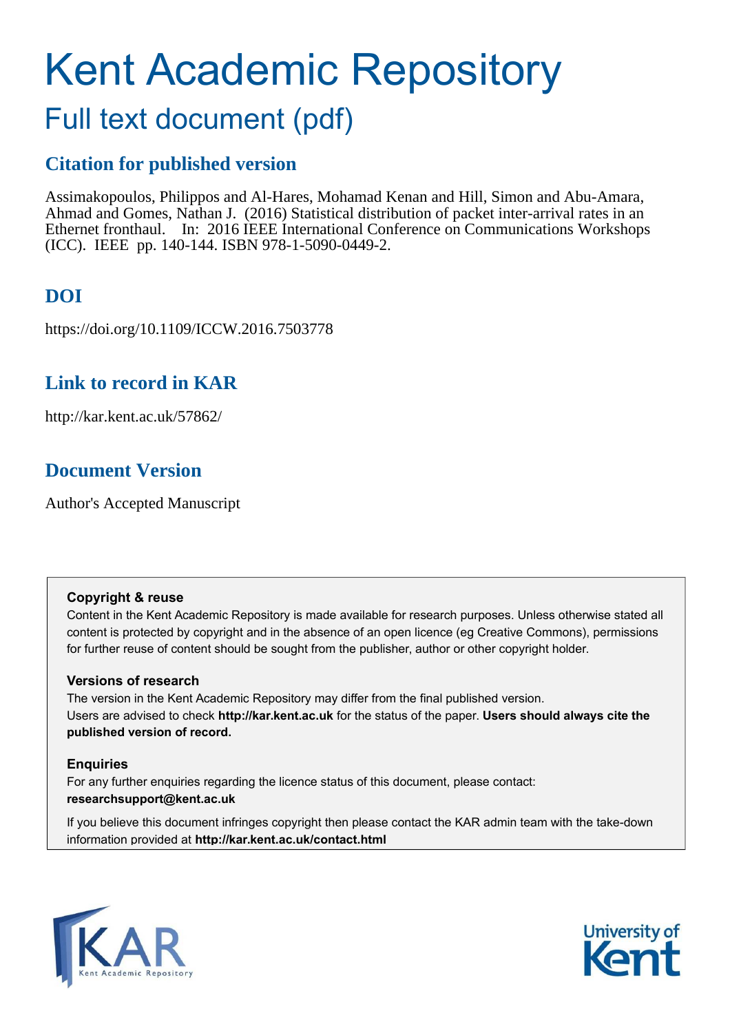# Kent Academic Repository

## Full text document (pdf)

## Citation for published version

Assimakopoulos, Philippos and Al-Hares, Mohamad Kenan and Hill, Simon and Abu-Amara, Ahmad and Gomes, Nathan J. (2016) Statistical distribution of packet inter-arrival rates in an Ethernet fronthaul. In: 2016 IEEE International Conference on Communications Workshops (ICC). IEEE pp. 140-144. ISBN 978-1-5090-0449-2.

## DOI

https://doi.org/10.1109/ICCW.2016.7503778

## Link to record in KAR

http://kar.kent.ac.uk/57862/

## Document Version

Author's Accepted Manuscript

**Copyright & reuse**

Content in the Kent Academic Repository is made available for research purposes. Unless otherwise stated all content is protected by copyright and in the absence of an open licence (eg Creative Commons), permissions for further reuse of content should be sought from the publisher, author or other copyright holder.

**Versions of research**

The version in the Kent Academic Repository may differ from the final published version. Users are advised to check **http://kar.kent.ac.uk** for the status of the paper. **Users should always cite the published version of record.**

**Enquiries**

For any further enquiries regarding the licence status of this document, please contact: **researchsupport@kent.ac.uk**

If you believe this document infringes copyright then please contact the KAR admin team with the take-down information provided at **http://kar.kent.ac.uk/contact.html**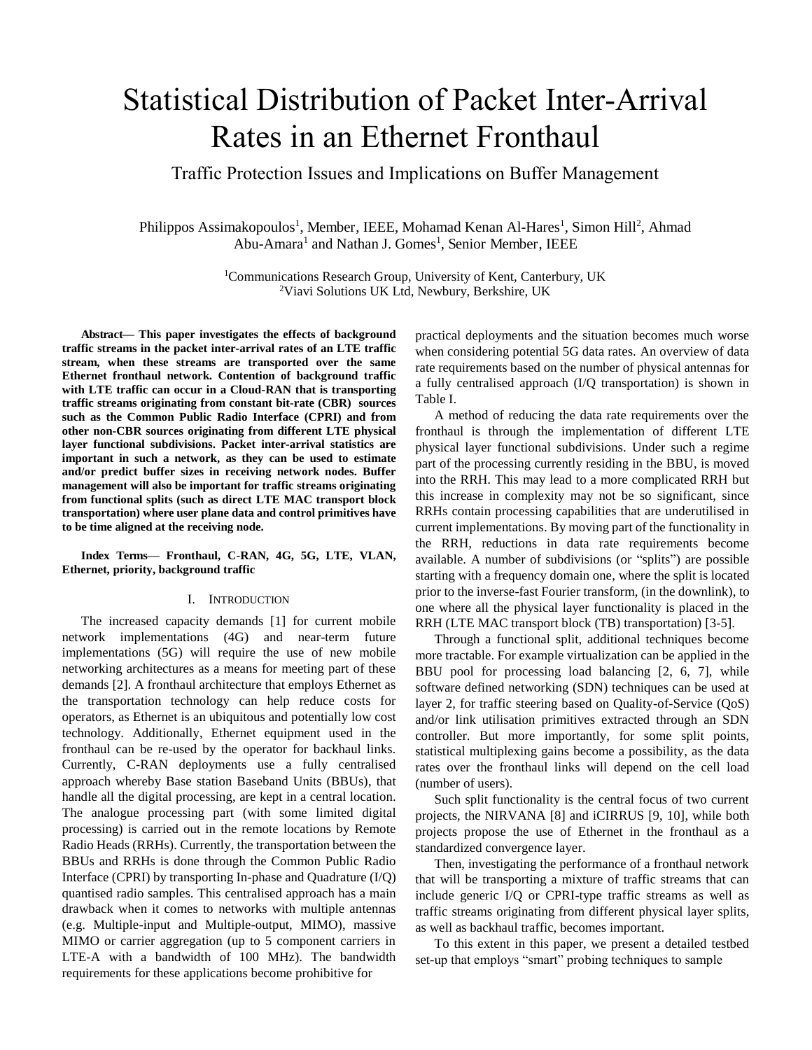# Statistical Distribution of Packet Inter-Arrival Rates in an Ethernet Fronthaul

## Traffic Protection Issues and Implications on Buffer Management

Philippos Assimakopoulos[1], Member, IEEE, Mohamad Kenan Al-Hares[1], Simon Hill[2], Ahmad Abu-Amara[1] and Nathan J. Gomes[1], Senior Member, IEEE

[1]Communications Research Group, University of Kent, Canterbury, UK
[2]Viavi Solutions UK Ltd, Newbury, Berkshire, UK

**Abstract— This paper investigates the effects of background traffic streams in the packet inter-arrival rates of an LTE traffic stream, when these streams are transported over the same Ethernet fronthaul network. Contention of background traffic with LTE traffic can occur in a Cloud-RAN that is transporting traffic streams originating from constant bit-rate (CBR) sources such as the Common Public Radio Interface (CPRI) and from other non-CBR sources originating from different LTE physical layer functional subdivisions. Packet inter-arrival statistics are important in such a network, as they can be used to estimate and/or predict buffer sizes in receiving network nodes. Buffer management will also be important for traffic streams originating from functional splits (such as direct LTE MAC transport block transportation) where user plane data and control primitives have to be time aligned at the receiving node.**

**Index Terms— Fronthaul, C-RAN, 4G, 5G, LTE, VLAN, Ethernet, priority, background traffic**

## I. Introduction

The increased capacity demands [1] for current mobile network implementations (4G) and near-term future implementations (5G) will require the use of new mobile networking architectures as a means for meeting part of these demands [2]. A fronthaul architecture that employs Ethernet as the transportation technology can help reduce costs for operators, as Ethernet is an ubiquitous and potentially low cost technology. Additionally, Ethernet equipment used in the fronthaul can be re-used by the operator for backhaul links. Currently, C-RAN deployments use a fully centralised approach whereby Base station Baseband Units (BBUs), that handle all the digital processing, are kept in a central location. The analogue processing part (with some limited digital processing) is carried out in the remote locations by Remote Radio Heads (RRHs). Currently, the transportation between the BBUs and RRHs is done through the Common Public Radio Interface (CPRI) by transporting In-phase and Quadrature (I/Q) quantised radio samples. This centralised approach has a main drawback when it comes to networks with multiple antennas (e.g. Multiple-input and Multiple-output, MIMO), massive MIMO or carrier aggregation (up to 5 component carriers in LTE-A with a bandwidth of 100 MHz). The bandwidth requirements for these applications become prohibitive for practical deployments and the situation becomes much worse when considering potential 5G data rates. An overview of data rate requirements based on the number of physical antennas for a fully centralised approach (I/Q transportation) is shown in Table I.

A method of reducing the data rate requirements over the fronthaul is through the implementation of different LTE physical layer functional subdivisions. Under such a regime part of the processing currently residing in the BBU, is moved into the RRH. This may lead to a more complicated RRH but this increase in complexity may not be so significant, since RRHs contain processing capabilities that are underutilised in current implementations. By moving part of the functionality in the RRH, reductions in data rate requirements become available. A number of subdivisions (or "splits") are possible starting with a frequency domain one, where the split is located prior to the inverse-fast Fourier transform, (in the downlink), to one where all the physical layer functionality is placed in the RRH (LTE MAC transport block (TB) transportation) [3-5].

Through a functional split, additional techniques become more tractable. For example virtualization can be applied in the BBU pool for processing load balancing [2, 6, 7], while software defined networking (SDN) techniques can be used at layer 2, for traffic steering based on Quality-of-Service (QoS) and/or link utilisation primitives extracted through an SDN controller. But more importantly, for some split points, statistical multiplexing gains become a possibility, as the data rates over the fronthaul links will depend on the cell load (number of users).

Such split functionality is the central focus of two current projects, the NIRVANA [8] and iCIRRUS [9, 10], while both projects propose the use of Ethernet in the fronthaul as a standardized convergence layer.

Then, investigating the performance of a fronthaul network that will be transporting a mixture of traffic streams that can include generic I/Q or CPRI-type traffic streams as well as traffic streams originating from different physical layer splits, as well as backhaul traffic, becomes important.

To this extent in this paper, we present a detailed testbed set-up that employs "smart" probing techniques to sample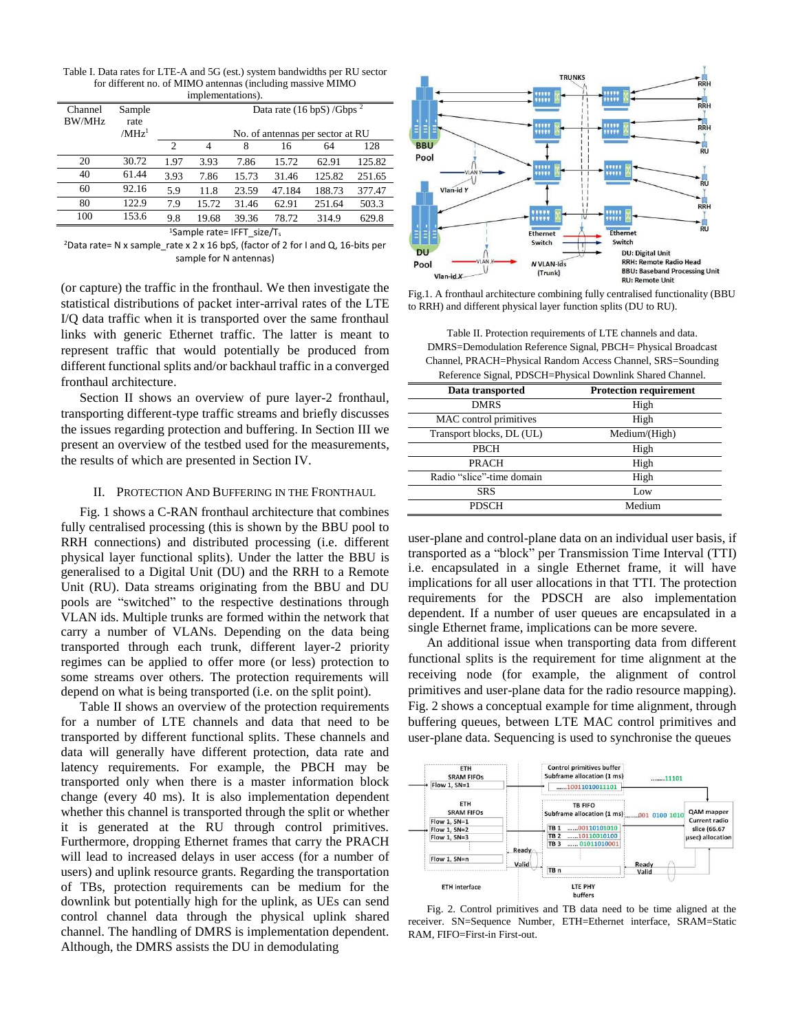Table I. Data rates for LTE-A and 5G (est.) system bandwidths per RU sector for different no. of MIMO antennas (including massive MIMO implementations).

| Channel BW/MHz | Sample rate /MHz[1] | Data rate (16 bpS) /Gbps [2] | | | | | |
|---|---|---|---|---|---|---|---|
| | | No. of antennas per sector at RU | | | | | |
| | | 2 | 4 | 8 | 16 | 64 | 128 |
| 20 | 30.72 | 1.97 | 3.93 | 7.86 | 15.72 | 62.91 | 125.82 |
| 40 | 61.44 | 3.93 | 7.86 | 15.73 | 31.46 | 125.82 | 251.65 |
| 60 | 92.16 | 5.9 | 11.8 | 23.59 | 47.184 | 188.73 | 377.47 |
| 80 | 122.9 | 7.9 | 15.72 | 31.46 | 62.91 | 251.64 | 503.3 |
| 100 | 153.6 | 9.8 | 19.68 | 39.36 | 78.72 | 314.9 | 629.8 |

[1]Sample rate= IFFT_size/$T_s$

[2]Data rate= N x sample_rate x 2 x 16 bpS, (factor of 2 for I and Q, 16-bits per sample for N antennas)

(or capture) the traffic in the fronthaul. We then investigate the statistical distributions of packet inter-arrival rates of the LTE I/Q data traffic when it is transported over the same fronthaul links with generic Ethernet traffic. The latter is meant to represent traffic that would potentially be produced from different functional splits and/or backhaul traffic in a converged fronthaul architecture.

Section II shows an overview of pure layer-2 fronthaul, transporting different-type traffic streams and briefly discusses the issues regarding protection and buffering. In Section III we present an overview of the testbed used for the measurements, the results of which are presented in Section IV.

## II. Protection and Buffering in the Fronthaul

Fig. 1 shows a C-RAN fronthaul architecture that combines fully centralised processing (this is shown by the BBU pool to RRH connections) and distributed processing (i.e. different physical layer functional splits). Under the latter the BBU is generalised to a Digital Unit (DU) and the RRH to a Remote Unit (RU). Data streams originating from the BBU and DU pools are "switched" to the respective destinations through VLAN ids. Multiple trunks are formed within the network that carry a number of VLANs. Depending on the data being transported through each trunk, different layer-2 priority regimes can be applied to offer more (or less) protection to some streams over others. The protection requirements will depend on what is being transported (i.e. on the split point).

Table II shows an overview of the protection requirements for a number of LTE channels and data that need to be transported by different functional splits. These channels and data will generally have different protection, data rate and latency requirements. For example, the PBCH may be transported only when there is a master information block change (every 40 ms). It is also implementation dependent whether this channel is transported through the split or whether it is generated at the RU through control primitives. Furthermore, dropping Ethernet frames that carry the PRACH will lead to increased delays in user access (for a number of users) and uplink resource grants. Regarding the transportation of TBs, protection requirements can be medium for the downlink but potentially high for the uplink, as UEs can send control channel data through the physical uplink shared channel. The handling of DMRS is implementation dependent. Although, the DMRS assists the DU in demodulating

Fig.1. A fronthaul architecture combining fully centralised functionality (BBU to RRH) and different physical layer function splits (DU to RU).

Table II. Protection requirements of LTE channels and data. DMRS=Demodulation Reference Signal, PBCH= Physical Broadcast Channel, PRACH=Physical Random Access Channel, SRS=Sounding Reference Signal, PDSCH=Physical Downlink Shared Channel.

| Data transported | Protection requirement |
|---|---|
| DMRS | High |
| MAC control primitives | High |
| Transport blocks, DL (UL) | Medium/(High) |
| PBCH | High |
| PRACH | High |
| Radio "slice"-time domain | High |
| SRS | Low |
| PDSCH | Medium |

user-plane and control-plane data on an individual user basis, if transported as a "block" per Transmission Time Interval (TTI) i.e. encapsulated in a single Ethernet frame, it will have implications for all user allocations in that TTI. The protection requirements for the PDSCH are also implementation dependent. If a number of user queues are encapsulated in a single Ethernet frame, implications can be more severe.

An additional issue when transporting data from different functional splits is the requirement for time alignment at the receiving node (for example, the alignment of control primitives and user-plane data for the radio resource mapping). Fig. 2 shows a conceptual example for time alignment, through buffering queues, between LTE MAC control primitives and user-plane data. Sequencing is used to synchronise the queues

Fig. 2. Control primitives and TB data need to be time aligned at the receiver. SN=Sequence Number, ETH=Ethernet interface, SRAM=Static RAM, FIFO=First-in First-out.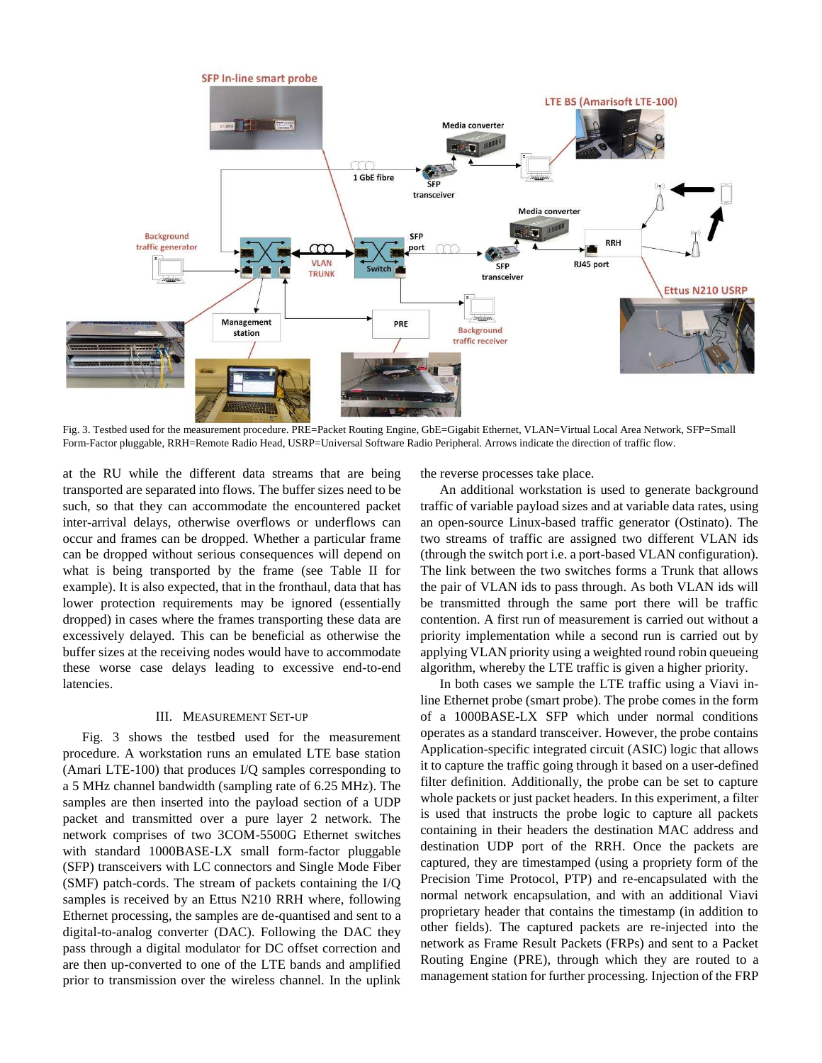Fig. 3. Testbed used for the measurement procedure. PRE=Packet Routing Engine, GbE=Gigabit Ethernet, VLAN=Virtual Local Area Network, SFP=Small Form-Factor pluggable, RRH=Remote Radio Head, USRP=Universal Software Radio Peripheral. Arrows indicate the direction of traffic flow.

at the RU while the different data streams that are being transported are separated into flows. The buffer sizes need to be such, so that they can accommodate the encountered packet inter-arrival delays, otherwise overflows or underflows can occur and frames can be dropped. Whether a particular frame can be dropped without serious consequences will depend on what is being transported by the frame (see Table II for example). It is also expected, that in the fronthaul, data that has lower protection requirements may be ignored (essentially dropped) in cases where the frames transporting these data are excessively delayed. This can be beneficial as otherwise the buffer sizes at the receiving nodes would have to accommodate these worse case delays leading to excessive end-to-end latencies.

## III. Measurement Set-up

Fig. 3 shows the testbed used for the measurement procedure. A workstation runs an emulated LTE base station (Amari LTE-100) that produces I/Q samples corresponding to a 5 MHz channel bandwidth (sampling rate of 6.25 MHz). The samples are then inserted into the payload section of a UDP packet and transmitted over a pure layer 2 network. The network comprises of two 3COM-5500G Ethernet switches with standard 1000BASE-LX small form-factor pluggable (SFP) transceivers with LC connectors and Single Mode Fiber (SMF) patch-cords. The stream of packets containing the I/Q samples is received by an Ettus N210 RRH where, following Ethernet processing, the samples are de-quantised and sent to a digital-to-analog converter (DAC). Following the DAC they pass through a digital modulator for DC offset correction and are then up-converted to one of the LTE bands and amplified prior to transmission over the wireless channel. In the uplink the reverse processes take place.

An additional workstation is used to generate background traffic of variable payload sizes and at variable data rates, using an open-source Linux-based traffic generator (Ostinato). The two streams of traffic are assigned two different VLAN ids (through the switch port i.e. a port-based VLAN configuration). The link between the two switches forms a Trunk that allows the pair of VLAN ids to pass through. As both VLAN ids will be transmitted through the same port there will be traffic contention. A first run of measurement is carried out without a priority implementation while a second run is carried out by applying VLAN priority using a weighted round robin queueing algorithm, whereby the LTE traffic is given a higher priority.

In both cases we sample the LTE traffic using a Viavi in-line Ethernet probe (smart probe). The probe comes in the form of a 1000BASE-LX SFP which under normal conditions operates as a standard transceiver. However, the probe contains Application-specific integrated circuit (ASIC) logic that allows it to capture the traffic going through it based on a user-defined filter definition. Additionally, the probe can be set to capture whole packets or just packet headers. In this experiment, a filter is used that instructs the probe logic to capture all packets containing in their headers the destination MAC address and destination UDP port of the RRH. Once the packets are captured, they are timestamped (using a propriety form of the Precision Time Protocol, PTP) and re-encapsulated with the normal network encapsulation, and with an additional Viavi proprietary header that contains the timestamp (in addition to other fields). The captured packets are re-injected into the network as Frame Result Packets (FRPs) and sent to a Packet Routing Engine (PRE), through which they are routed to a management station for further processing. Injection of the FRP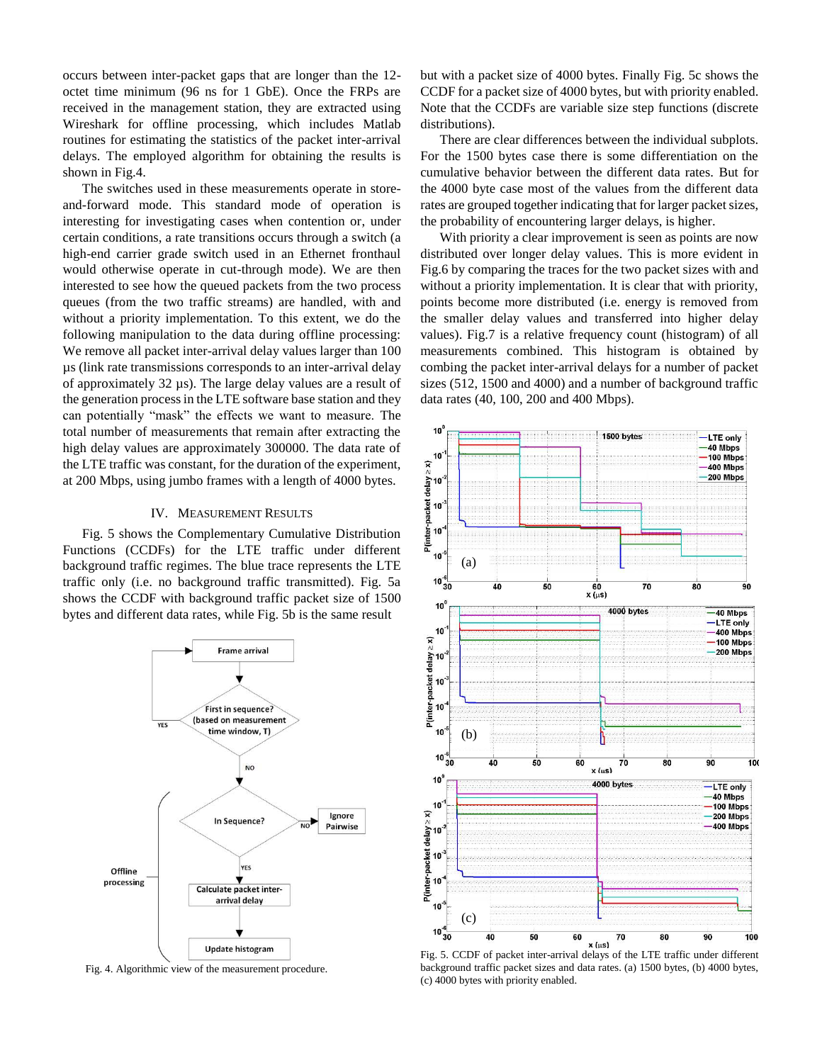occurs between inter-packet gaps that are longer than the 12-octet time minimum (96 ns for 1 GbE). Once the FRPs are received in the management station, they are extracted using Wireshark for offline processing, which includes Matlab routines for estimating the statistics of the packet inter-arrival delays. The employed algorithm for obtaining the results is shown in Fig.4.

The switches used in these measurements operate in store-and-forward mode. This standard mode of operation is interesting for investigating cases when contention or, under certain conditions, a rate transitions occurs through a switch (a high-end carrier grade switch used in an Ethernet fronthaul would otherwise operate in cut-through mode). We are then interested to see how the queued packets from the two process queues (from the two traffic streams) are handled, with and without a priority implementation. To this extent, we do the following manipulation to the data during offline processing: We remove all packet inter-arrival delay values larger than 100 μs (link rate transmissions corresponds to an inter-arrival delay of approximately 32 μs). The large delay values are a result of the generation process in the LTE software base station and they can potentially "mask" the effects we want to measure. The total number of measurements that remain after extracting the high delay values are approximately 300000. The data rate of the LTE traffic was constant, for the duration of the experiment, at 200 Mbps, using jumbo frames with a length of 4000 bytes.

Fig. 4. Algorithmic view of the measurement procedure.

## IV. Measurement Results

Fig. 5 shows the Complementary Cumulative Distribution Functions (CCDFs) for the LTE traffic under different background traffic regimes. The blue trace represents the LTE traffic only (i.e. no background traffic transmitted). Fig. 5a shows the CCDF with background traffic packet size of 1500 bytes and different data rates, while Fig. 5b is the same result but with a packet size of 4000 bytes. Finally Fig. 5c shows the CCDF for a packet size of 4000 bytes, but with priority enabled. Note that the CCDFs are variable size step functions (discrete distributions).

There are clear differences between the individual subplots. For the 1500 bytes case there is some differentiation on the cumulative behavior between the different data rates. But for the 4000 byte case most of the values from the different data rates are grouped together indicating that for larger packet sizes, the probability of encountering larger delays, is higher.

With priority a clear improvement is seen as points are now distributed over longer delay values. This is more evident in Fig.6 by comparing the traces for the two packet sizes with and without a priority implementation. It is clear that with priority, points become more distributed (i.e. energy is removed from the smaller delay values and transferred into higher delay values). Fig.7 is a relative frequency count (histogram) of all measurements combined. This histogram is obtained by combing the packet inter-arrival delays for a number of packet sizes (512, 1500 and 4000) and a number of background traffic data rates (40, 100, 200 and 400 Mbps).

Fig. 5. CCDF of packet inter-arrival delays of the LTE traffic under different background traffic packet sizes and data rates. (a) 1500 bytes, (b) 4000 bytes, (c) 4000 bytes with priority enabled.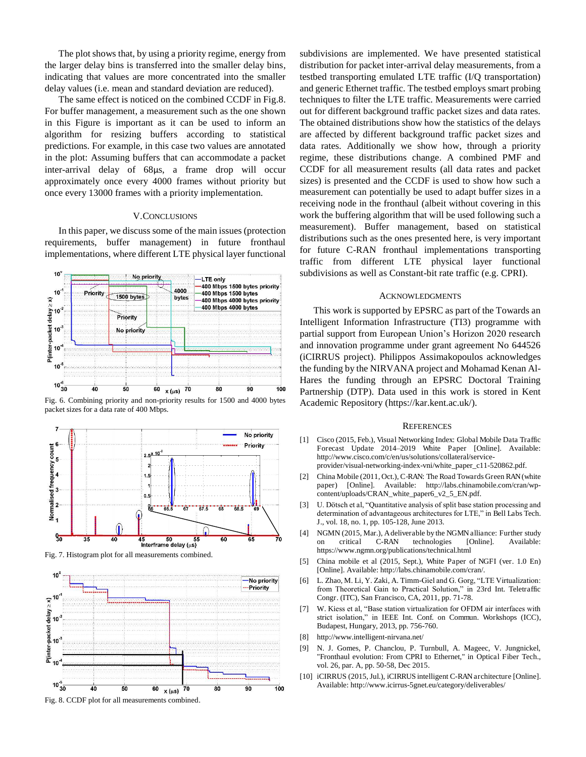The plot shows that, by using a priority regime, energy from the larger delay bins is transferred into the smaller delay bins, indicating that values are more concentrated into the smaller delay values (i.e. mean and standard deviation are reduced).

The same effect is noticed on the combined CCDF in Fig.8. For buffer management, a measurement such as the one shown in this Figure is important as it can be used to inform an algorithm for resizing buffers according to statistical predictions. For example, in this case two values are annotated in the plot: Assuming buffers that can accommodate a packet inter-arrival delay of 68µs, a frame drop will occur approximately once every 4000 frames without priority but once every 13000 frames with a priority implementation.

## V. Conclusions

In this paper, we discuss some of the main issues (protection requirements, buffer management) in future fronthaul implementations, where different LTE physical layer functional subdivisions are implemented. We have presented statistical distribution for packet inter-arrival delay measurements, from a testbed transporting emulated LTE traffic (I/Q transportation) and generic Ethernet traffic. The testbed employs smart probing techniques to filter the LTE traffic. Measurements were carried out for different background traffic packet sizes and data rates. The obtained distributions show how the statistics of the delays are affected by different background traffic packet sizes and data rates. Additionally we show how, through a priority regime, these distributions change. A combined PMF and CCDF for all measurement results (all data rates and packet sizes) is presented and the CCDF is used to show how such a measurement can potentially be used to adapt buffer sizes in a receiving node in the fronthaul (albeit without covering in this work the buffering algorithm that will be used following such a measurement). Buffer management, based on statistical distributions such as the ones presented here, is very important for future C-RAN fronthaul implementations transporting traffic from different LTE physical layer functional subdivisions as well as Constant-bit rate traffic (e.g. CPRI).

No priority
Priority
1500 bytes
4000 bytes
Priority
No priority
LTE only
400 Mbps 1500 bytes priority
400 Mbps 1500 bytes
400 Mbps 4000 bytes priority
400 Mbps 4000 bytes
P(inter-packet delay ≥ x)
x (µs)

Fig. 6. Combining priority and non-priority results for 1500 and 4000 bytes packet sizes for a data rate of 400 Mbps.

No priority
Priority
Normalised frequency count
Interframe delay (µs)

Fig. 7. Histogram plot for all measurements combined.

No priority
Priority
P(inter-packet delay ≥ x)
x (µs)

Fig. 8. CCDF plot for all measurements combined.

## Acknowledgments

This work is supported by EPSRC as part of the Towards an Intelligent Information Infrastructure (TI3) programme with partial support from European Union's Horizon 2020 research and innovation programme under grant agreement No 644526 (iCIRRUS project). Philippos Assimakopoulos acknowledges the funding by the NIRVANA project and Mohamad Kenan Al-Hares the funding through an EPSRC Doctoral Training Partnership (DTP). Data used in this work is stored in Kent Academic Repository (https://kar.kent.ac.uk/).

## References

[1] Cisco (2015, Feb.), Visual Networking Index: Global Mobile Data Traffic Forecast Update 2014–2019 White Paper [Online]. Available: http://www.cisco.com/c/en/us/solutions/collateral/service-provider/visual-networking-index-vni/white_paper_c11-520862.pdf.

[2] China Mobile (2011, Oct.), C-RAN: The Road Towards Green RAN (white paper) [Online]. Available: http://labs.chinamobile.com/cran/wp-content/uploads/CRAN_white_paper6_v2_5_EN.pdf.

[3] U. Dötsch et al, "Quantitative analysis of split base station processing and determination of advantageous architectures for LTE," in Bell Labs Tech. J., vol. 18, no. 1, pp. 105-128, June 2013.

[4] NGMN (2015, Mar.), A deliverable by the NGMN alliance: Further study on critical C-RAN technologies [Online]. Available: https://www.ngmn.org/publications/technical.html

[5] China mobile et al (2015, Sept.), White Paper of NGFI (ver. 1.0 En) [Online]. Available: http://labs.chinamobile.com/cran/.

[6] L. Zhao, M. Li, Y. Zaki, A. Timm-Giel and G. Gorg, "LTE Virtualization: from Theoretical Gain to Practical Solution," in 23rd Int. Teletraffic Congr. (ITC), San Francisco, CA, 2011, pp. 71-78.

[7] W. Kiess et al, "Base station virtualization for OFDM air interfaces with strict isolation," in IEEE Int. Conf. on Commun. Workshops (ICC), Budapest, Hungary, 2013, pp. 756-760.

[8] http://www.intelligent-nirvana.net/

[9] N. J. Gomes, P. Chanclou, P. Turnbull, A. Mageec, V. Jungnickel, "Fronthaul evolution: From CPRI to Ethernet," in Optical Fiber Tech., vol. 26, par. A, pp. 50-58, Dec 2015.

[10] iCIRRUS (2015, Jul.), iCIRRUS intelligent C-RAN architecture [Online]. Available: http://www.icirrus-5gnet.eu/category/deliverables/